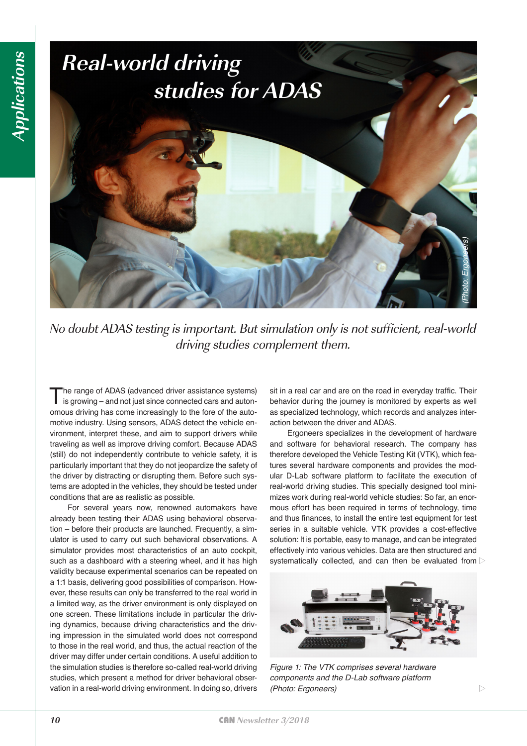# Real-world driving studies for ADAS

*No doubt ADAS testing is important. But simulation only is not sufficient, real-world driving studies complement them.*

The range of ADAS (advanced driver assistance systems) is growing – and not just since connected cars and autonomous driving has come increasingly to the fore of the automotive industry. Using sensors, ADAS detect the vehicle environment, interpret these, and aim to support drivers while traveling as well as improve driving comfort. Because ADAS (still) do not independently contribute to vehicle safety, it is particularly important that they do not jeopardize the safety of the driver by distracting or disrupting them. Before such systems are adopted in the vehicles, they should be tested under conditions that are as realistic as possible.

For several years now, renowned automakers have already been testing their ADAS using behavioral observation – before their products are launched. Frequently, a simulator is used to carry out such behavioral observations. A simulator provides most characteristics of an auto cockpit, such as a dashboard with a steering wheel, and it has high validity because experimental scenarios can be repeated on a 1:1 basis, delivering good possibilities of comparison. However, these results can only be transferred to the real world in a limited way, as the driver environment is only displayed on one screen. These limitations include in particular the driving dynamics, because driving characteristics and the driving impression in the simulated world does not correspond to those in the real world, and thus, the actual reaction of the driver may differ under certain conditions. A useful addition to the simulation studies is therefore so-called real-world driving studies, which present a method for driver behavioral observation in a real-world driving environment. In doing so, drivers sit in a real car and are on the road in everyday traffic. Their behavior during the journey is monitored by experts as well as specialized technology, which records and analyzes interaction between the driver and ADAS.

Ergoneers specializes in the development of hardware and software for behavioral research. The company has therefore developed the Vehicle Testing Kit (VTK), which features several hardware components and provides the modular D-Lab software platform to facilitate the execution of real-world driving studies. This specially designed tool minimizes work during real-world vehicle studies: So far, an enormous effort has been required in terms of technology, time and thus finances, to install the entire test equipment for test series in a suitable vehicle. VTK provides a cost-effective solution: It is portable, easy to manage, and can be integrated effectively into various vehicles. Data are then structured and systematically collected, and can then be evaluated from

*Figure 1: The VTK comprises several hardware components and the D-Lab software platform (Photo: Ergoneers)*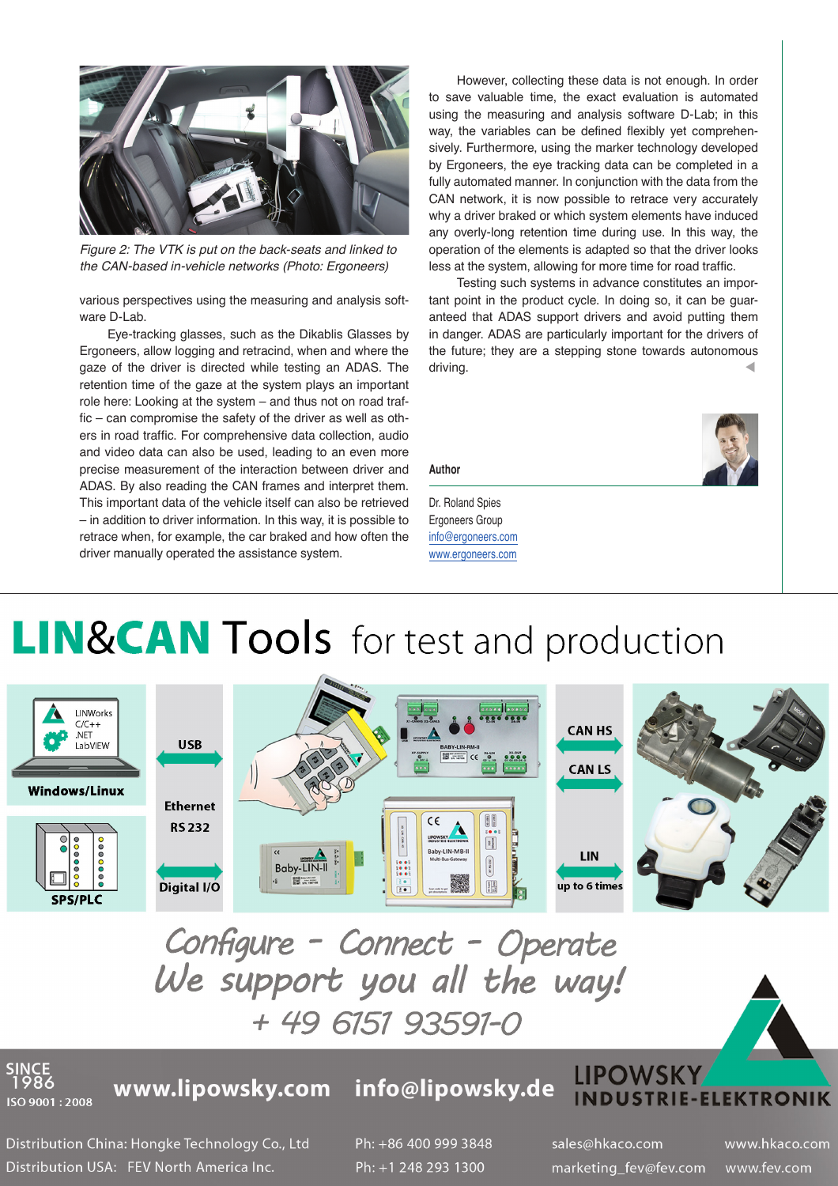*Figure 2: The VTK is put on the back-seats and linked to the CAN-based in-vehicle networks (Photo: Ergoneers)*

various perspectives using the measuring and analysis software D-Lab.

Eye-tracking glasses, such as the Dikablis Glasses by Ergoneers, allow logging and retracind, when and where the gaze of the driver is directed while testing an ADAS. The retention time of the gaze at the system plays an important role here: Looking at the system – and thus not on road traffic – can compromise the safety of the driver as well as others in road traffic. For comprehensive data collection, audio and video data can also be used, leading to an even more precise measurement of the interaction between driver and ADAS. By also reading the CAN frames and interpret them. This important data of the vehicle itself can also be retrieved – in addition to driver information. In this way, it is possible to retrace when, for example, the car braked and how often the driver manually operated the assistance system.

However, collecting these data is not enough. In order to save valuable time, the exact evaluation is automated using the measuring and analysis software D-Lab; in this way, the variables can be defined flexibly yet comprehensively. Furthermore, using the marker technology developed by Ergoneers, the eye tracking data can be completed in a fully automated manner. In conjunction with the data from the CAN network, it is now possible to retrace very accurately why a driver braked or which system elements have induced any overly-long retention time during use. In this way, the operation of the elements is adapted so that the driver looks less at the system, allowing for more time for road traffic.

Testing such systems in advance constitutes an important point in the product cycle. In doing so, it can be guaranteed that ADAS support drivers and avoid putting them in danger. ADAS are particularly important for the drivers of the future; they are a stepping stone towards autonomous driving.

**Author**

Dr. Roland Spies
Ergoneers Group
info@ergoneers.com
www.ergoneers.com

# LIN&CAN Tools for test and production

Configure - Connect - Operate
We support you all the way!
+ 49 6151 93591-0

SINCE 1986
ISO 9001 : 2008

www.lipowsky.com info@lipowsky.de

LIPOWSKY INDUSTRIE-ELEKTRONIK

Distribution China: Hongke Technology Co., Ltd Ph: +86 400 999 3848 sales@hkaco.com www.hkaco.com
Distribution USA: FEV North America Inc. Ph: +1 248 293 1300 marketing_fev@fev.com www.fev.com